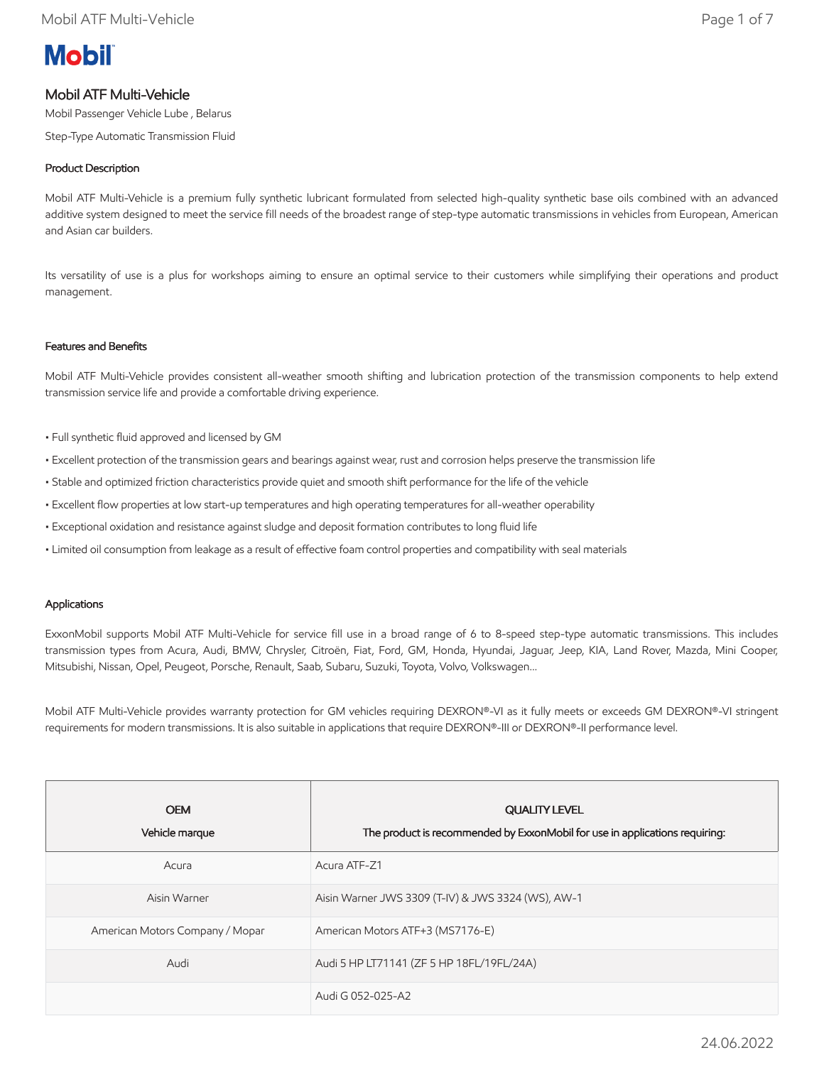# Mobil ATF Multi-Vehicle

Mobil Passenger Vehicle Lube , Belarus

Step-Type Automatic Transmission Fluid

## Product Description

Mobil ATF Multi-Vehicle is a premium fully synthetic lubricant formulated from selected high-quality synthetic base oils combined with an advanced additive system designed to meet the service fill needs of the broadest range of step-type automatic transmissions in vehicles from European, American and Asian car builders.

Its versatility of use is a plus for workshops aiming to ensure an optimal service to their customers while simplifying their operations and product management.

## Features and Benefits

Mobil ATF Multi-Vehicle provides consistent all-weather smooth shifting and lubrication protection of the transmission components to help extend transmission service life and provide a comfortable driving experience.

- Full synthetic fluid approved and licensed by GM
- Excellent protection of the transmission gears and bearings against wear, rust and corrosion helps preserve the transmission life
- Stable and optimized friction characteristics provide quiet and smooth shift performance for the life of the vehicle
- Excellent flow properties at low start-up temperatures and high operating temperatures for all-weather operability
- Exceptional oxidation and resistance against sludge and deposit formation contributes to long fluid life
- Limited oil consumption from leakage as a result of effective foam control properties and compatibility with seal materials

## Applications

ExxonMobil supports Mobil ATF Multi-Vehicle for service fill use in a broad range of 6 to 8-speed step-type automatic transmissions. This includes transmission types from Acura, Audi, BMW, Chrysler, Citroën, Fiat, Ford, GM, Honda, Hyundai, Jaguar, Jeep, KIA, Land Rover, Mazda, Mini Cooper, Mitsubishi, Nissan, Opel, Peugeot, Porsche, Renault, Saab, Subaru, Suzuki, Toyota, Volvo, Volkswagen…

Mobil ATF Multi-Vehicle provides warranty protection for GM vehicles requiring DEXRON®-VI as it fully meets or exceeds GM DEXRON®-VI stringent requirements for modern transmissions. It is also suitable in applications that require DEXRON®-III or DEXRON®-II performance level.

| OEM<br>Vehicle marque | QUALITY LEVEL<br>The product is recommended by ExxonMobil for use in applications requiring: |
|---|---|
| Acura | Acura ATF-Z1 |
| Aisin Warner | Aisin Warner JWS 3309 (T-IV) & JWS 3324 (WS), AW-1 |
| American Motors Company / Mopar | American Motors ATF+3 (MS7176-E) |
| Audi | Audi 5 HP LT71141 (ZF 5 HP 18FL/19FL/24A) |
| | Audi G 052-025-A2 |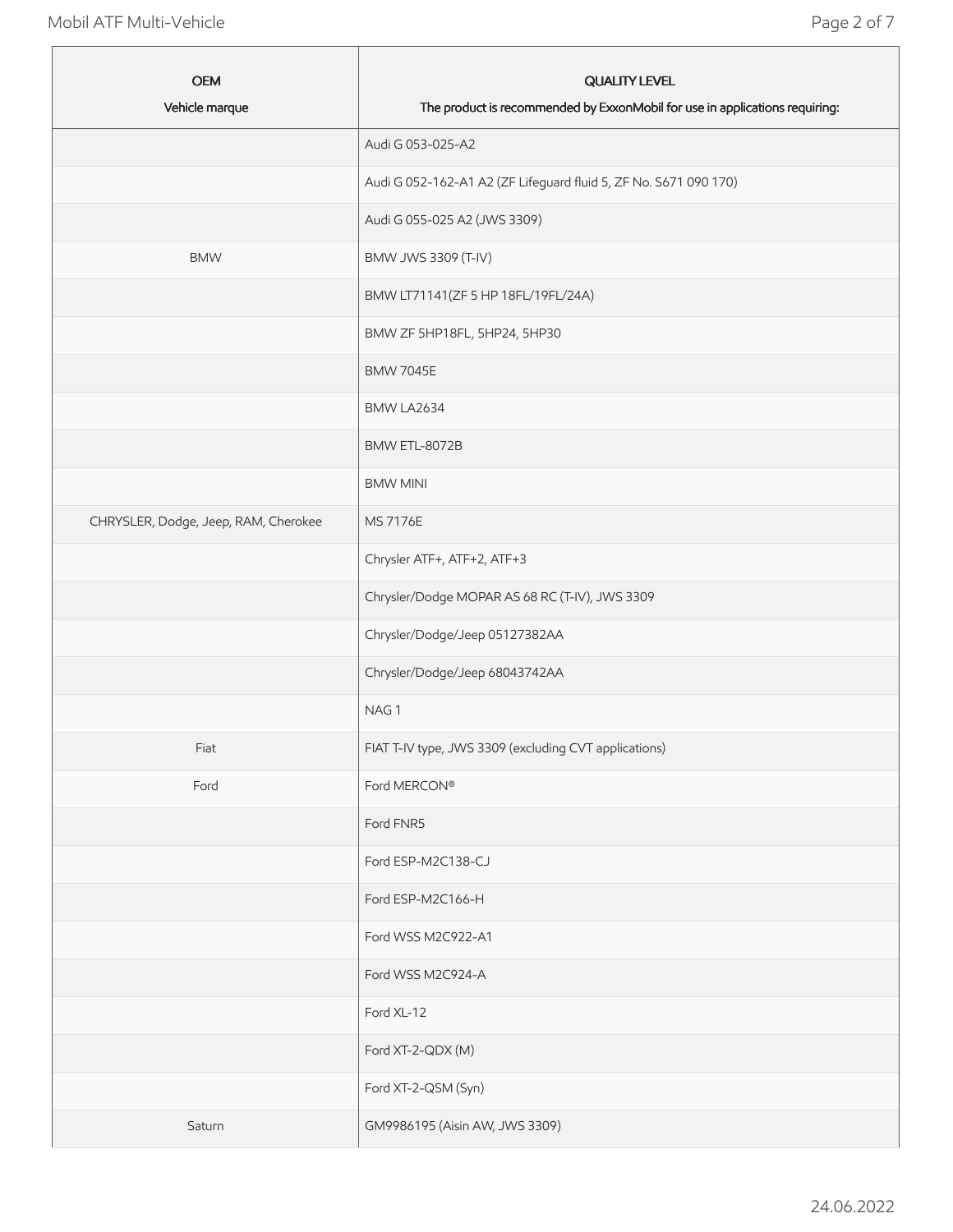| OEM<br>Vehicle marque | QUALITY LEVEL<br>The product is recommended by ExxonMobil for use in applications requiring: |
|---|---|
| | Audi G 053-025-A2 |
| | Audi G 052-162-A1 A2 (ZF Lifeguard fluid 5, ZF No. S671 090 170) |
| | Audi G 055-025 A2 (JWS 3309) |
| BMW | BMW JWS 3309 (T-IV) |
| | BMW LT71141(ZF 5 HP 18FL/19FL/24A) |
| | BMW ZF 5HP18FL, 5HP24, 5HP30 |
| | BMW 7045E |
| | BMW LA2634 |
| | BMW ETL-8072B |
| | BMW MINI |
| CHRYSLER, Dodge, Jeep, RAM, Cherokee | MS 7176E |
| | Chrysler ATF+, ATF+2, ATF+3 |
| | Chrysler/Dodge MOPAR AS 68 RC (T-IV), JWS 3309 |
| | Chrysler/Dodge/Jeep 05127382AA |
| | Chrysler/Dodge/Jeep 68043742AA |
| | NAG 1 |
| Fiat | FIAT T-IV type, JWS 3309 (excluding CVT applications) |
| Ford | Ford MERCON® |
| | Ford FNR5 |
| | Ford ESP-M2C138-CJ |
| | Ford ESP-M2C166-H |
| | Ford WSS M2C922-A1 |
| | Ford WSS M2C924-A |
| | Ford XL-12 |
| | Ford XT-2-QDX (M) |
| | Ford XT-2-QSM (Syn) |
| Saturn | GM9986195 (Aisin AW, JWS 3309) |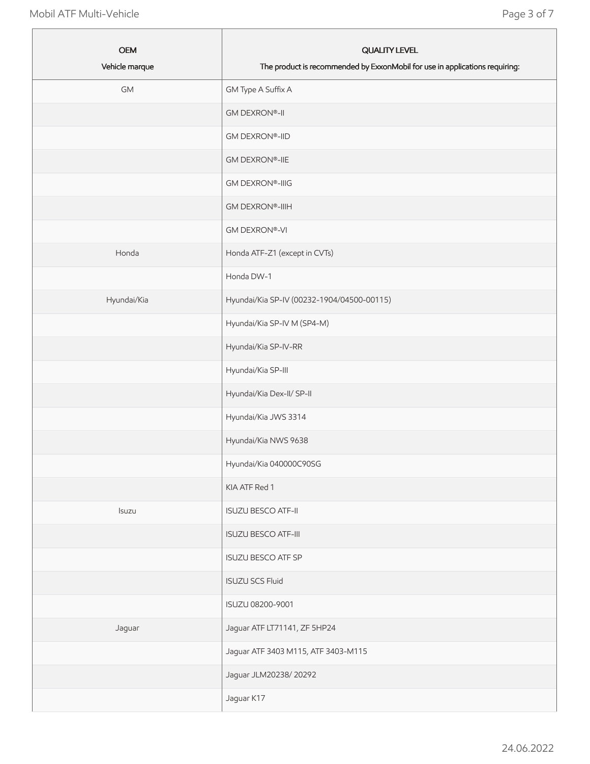| OEM<br>Vehicle marque | QUALITY LEVEL<br>The product is recommended by ExxonMobil for use in applications requiring: |
|---|---|
| GM | GM Type A Suffix A |
| | GM DEXRON®-II |
| | GM DEXRON®-IID |
| | GM DEXRON®-IIE |
| | GM DEXRON®-IIIG |
| | GM DEXRON®-IIIH |
| | GM DEXRON®-VI |
| Honda | Honda ATF-Z1 (except in CVTs) |
| | Honda DW-1 |
| Hyundai/Kia | Hyundai/Kia SP-IV (00232-1904/04500-00115) |
| | Hyundai/Kia SP-IV M (SP4-M) |
| | Hyundai/Kia SP-IV-RR |
| | Hyundai/Kia SP-III |
| | Hyundai/Kia Dex-II/ SP-II |
| | Hyundai/Kia JWS 3314 |
| | Hyundai/Kia NWS 9638 |
| | Hyundai/Kia 040000C90SG |
| | KIA ATF Red 1 |
| Isuzu | ISUZU BESCO ATF-II |
| | ISUZU BESCO ATF-III |
| | ISUZU BESCO ATF SP |
| | ISUZU SCS Fluid |
| | ISUZU 08200-9001 |
| Jaguar | Jaguar ATF LT71141, ZF 5HP24 |
| | Jaguar ATF 3403 M115, ATF 3403-M115 |
| | Jaguar JLM20238/ 20292 |
| | Jaguar K17 |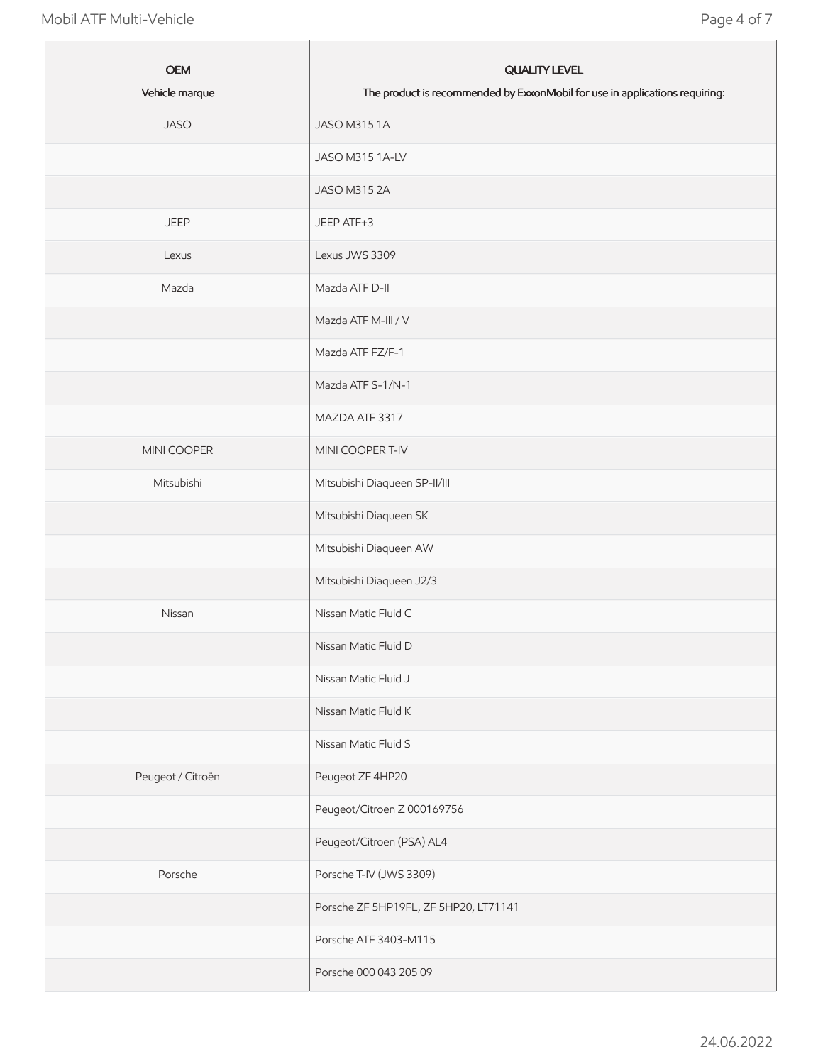| OEM<br>Vehicle marque | QUALITY LEVEL<br>The product is recommended by ExxonMobil for use in applications requiring: |
|---|---|
| JASO | JASO M315 1A |
| | JASO M315 1A-LV |
| | JASO M315 2A |
| JEEP | JEEP ATF+3 |
| Lexus | Lexus JWS 3309 |
| Mazda | Mazda ATF D-II |
| | Mazda ATF M-III / V |
| | Mazda ATF FZ/F-1 |
| | Mazda ATF S-1/N-1 |
| | MAZDA ATF 3317 |
| MINI COOPER | MINI COOPER T-IV |
| Mitsubishi | Mitsubishi Diaqueen SP-II/III |
| | Mitsubishi Diaqueen SK |
| | Mitsubishi Diaqueen AW |
| | Mitsubishi Diaqueen J2/3 |
| Nissan | Nissan Matic Fluid C |
| | Nissan Matic Fluid D |
| | Nissan Matic Fluid J |
| | Nissan Matic Fluid K |
| | Nissan Matic Fluid S |
| Peugeot / Citroën | Peugeot ZF 4HP20 |
| | Peugeot/Citroen Z 000169756 |
| | Peugeot/Citroen (PSA) AL4 |
| Porsche | Porsche T-IV (JWS 3309) |
| | Porsche ZF 5HP19FL, ZF 5HP20, LT71141 |
| | Porsche ATF 3403-M115 |
| | Porsche 000 043 205 09 |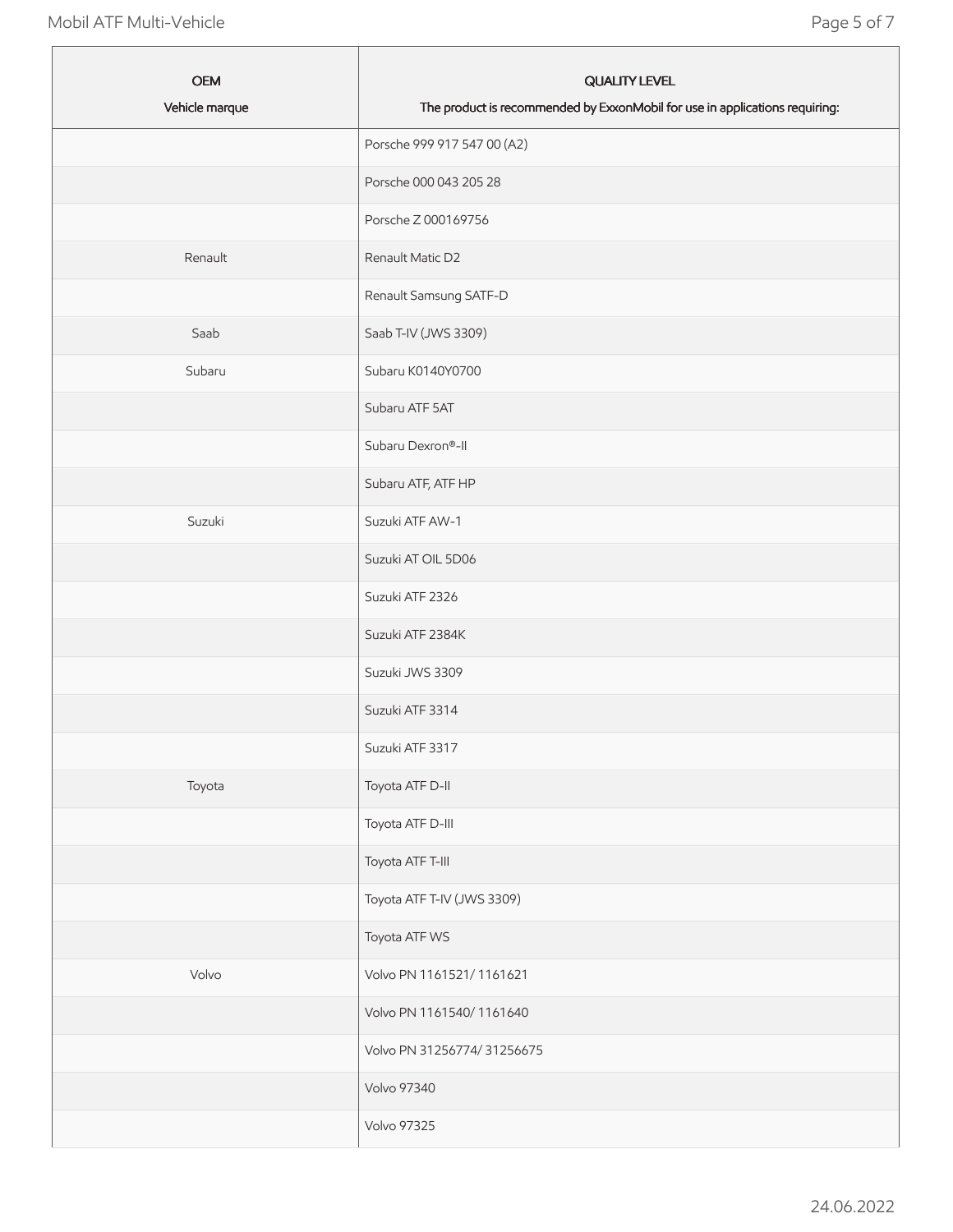| OEM<br>Vehicle marque | QUALITY LEVEL<br>The product is recommended by ExxonMobil for use in applications requiring: |
| --- | --- |
| | Porsche 999 917 547 00 (A2) |
| | Porsche 000 043 205 28 |
| | Porsche Z 000169756 |
| Renault | Renault Matic D2 |
| | Renault Samsung SATF-D |
| Saab | Saab T-IV (JWS 3309) |
| Subaru | Subaru K0140Y0700 |
| | Subaru ATF 5AT |
| | Subaru Dexron®-II |
| | Subaru ATF, ATF HP |
| Suzuki | Suzuki ATF AW-1 |
| | Suzuki AT OIL 5D06 |
| | Suzuki ATF 2326 |
| | Suzuki ATF 2384K |
| | Suzuki JWS 3309 |
| | Suzuki ATF 3314 |
| | Suzuki ATF 3317 |
| Toyota | Toyota ATF D-II |
| | Toyota ATF D-III |
| | Toyota ATF T-III |
| | Toyota ATF T-IV (JWS 3309) |
| | Toyota ATF WS |
| Volvo | Volvo PN 1161521/ 1161621 |
| | Volvo PN 1161540/ 1161640 |
| | Volvo PN 31256774/ 31256675 |
| | Volvo 97340 |
| | Volvo 97325 |

24.06.2022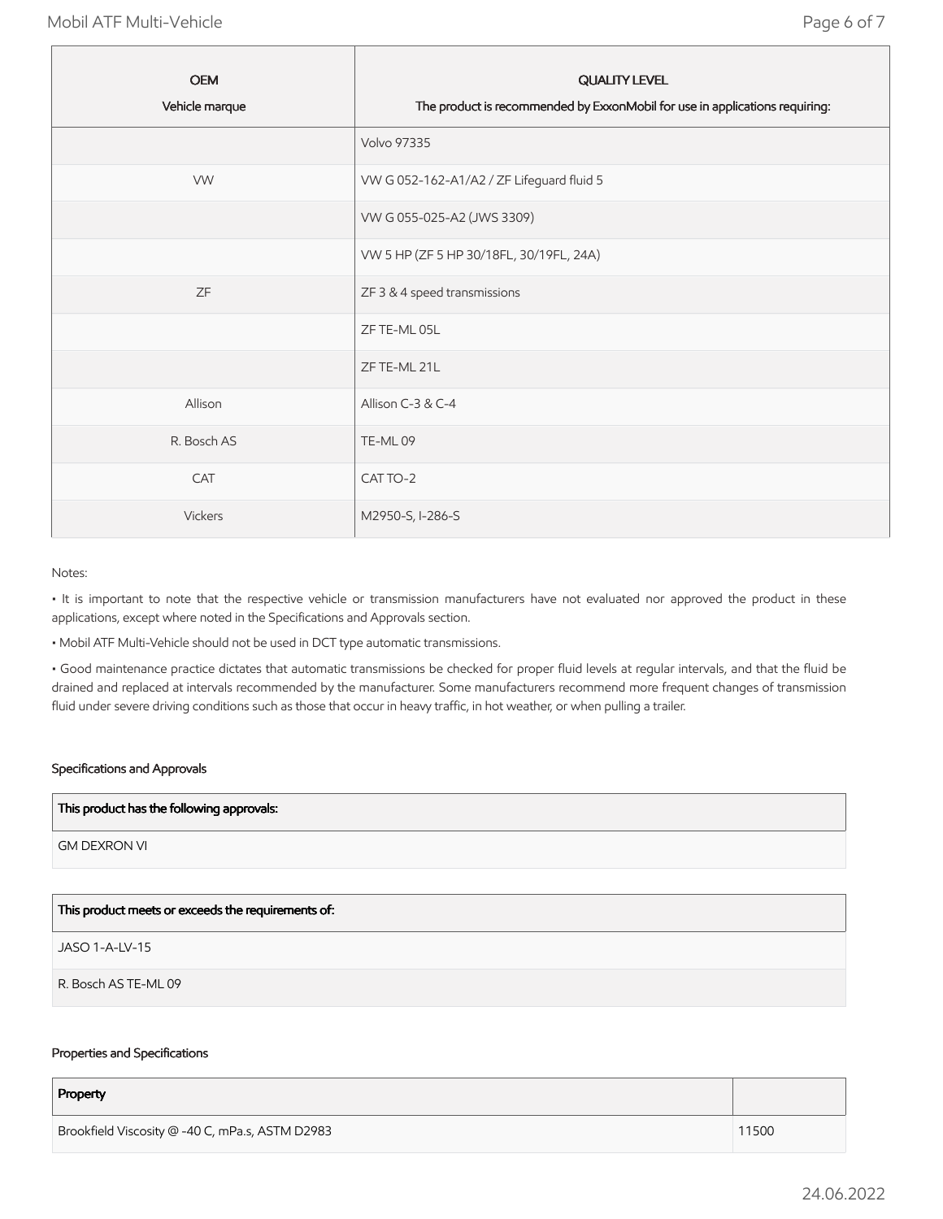| OEM<br>Vehicle marque | QUALITY LEVEL<br>The product is recommended by ExxonMobil for use in applications requiring: |
|---|---|
| | Volvo 97335 |
| VW | VW G 052-162-A1/A2 / ZF Lifeguard fluid 5 |
| | VW G 055-025-A2 (JWS 3309) |
| | VW 5 HP (ZF 5 HP 30/18FL, 30/19FL, 24A) |
| ZF | ZF 3 & 4 speed transmissions |
| | ZF TE-ML 05L |
| | ZF TE-ML 21L |
| Allison | Allison C-3 & C-4 |
| R. Bosch AS | TE-ML 09 |
| CAT | CAT TO-2 |
| Vickers | M2950-S, I-286-S |

Notes:

- It is important to note that the respective vehicle or transmission manufacturers have not evaluated nor approved the product in these applications, except where noted in the Specifications and Approvals section.
- Mobil ATF Multi-Vehicle should not be used in DCT type automatic transmissions.
- Good maintenance practice dictates that automatic transmissions be checked for proper fluid levels at regular intervals, and that the fluid be drained and replaced at intervals recommended by the manufacturer. Some manufacturers recommend more frequent changes of transmission fluid under severe driving conditions such as those that occur in heavy traffic, in hot weather, or when pulling a trailer.

### Specifications and Approvals

| This product has the following approvals: |
|---|
| GM DEXRON VI |

| This product meets or exceeds the requirements of: |
|---|
| JASO 1-A-LV-15 |
| R. Bosch AS TE-ML 09 |

### Properties and Specifications

| Property | |
|---|---|
| Brookfield Viscosity @ -40 C, mPa.s, ASTM D2983 | 11500 |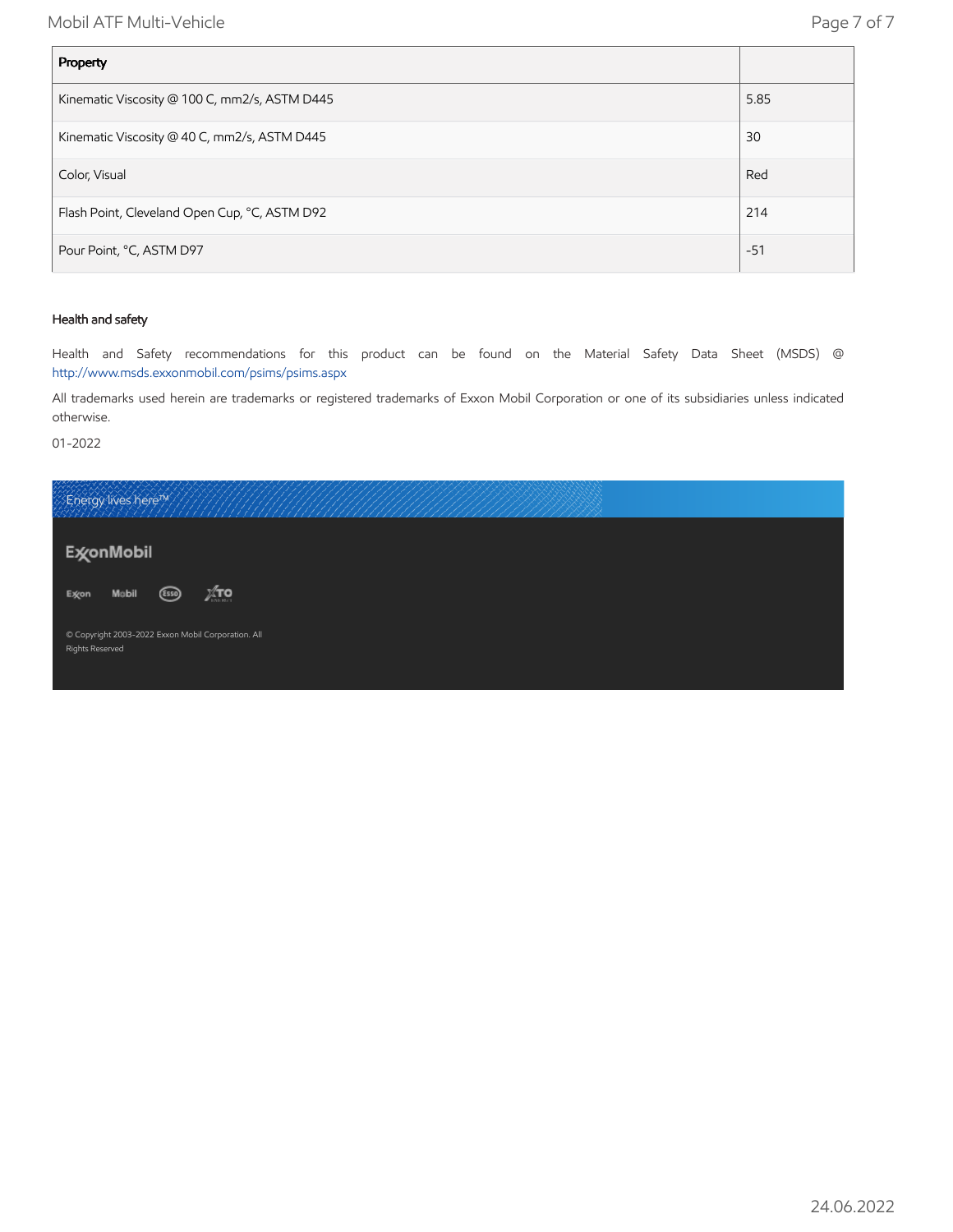| Property | |
|---|---|
| Kinematic Viscosity @ 100 C, mm2/s, ASTM D445 | 5.85 |
| Kinematic Viscosity @ 40 C, mm2/s, ASTM D445 | 30 |
| Color, Visual | Red |
| Flash Point, Cleveland Open Cup, °C, ASTM D92 | 214 |
| Pour Point, °C, ASTM D97 | -51 |

#### Health and safety

Health and Safety recommendations for this product can be found on the Material Safety Data Sheet (MSDS) @ http://www.msds.exxonmobil.com/psims/psims.aspx

All trademarks used herein are trademarks or registered trademarks of Exxon Mobil Corporation or one of its subsidiaries unless indicated otherwise.

01-2022

Energy lives here™

ExxonMobil

Exxon Mobil Esso XTO

© Copyright 2003-2022 Exxon Mobil Corporation. All Rights Reserved